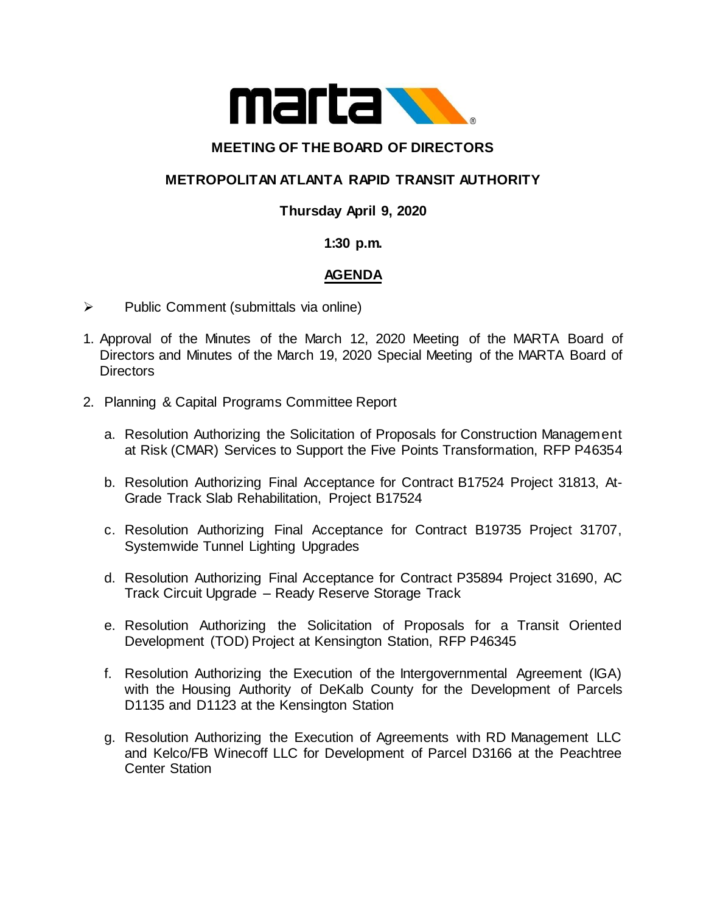# MEETING OF THE BOARD OF DIRECTORS

## METROPOLITAN ATLANTA RAPID TRANSIT AUTHORITY

**Thursday April 9, 2020**

**1:30 p.m.**

**AGENDA**

- Public Comment (submittals via online)

1. Approval of the Minutes of the March 12, 2020 Meeting of the MARTA Board of Directors and Minutes of the March 19, 2020 Special Meeting of the MARTA Board of Directors

2. Planning & Capital Programs Committee Report

   a. Resolution Authorizing the Solicitation of Proposals for Construction Management at Risk (CMAR) Services to Support the Five Points Transformation, RFP P46354

   b. Resolution Authorizing Final Acceptance for Contract B17524 Project 31813, At-Grade Track Slab Rehabilitation, Project B17524

   c. Resolution Authorizing Final Acceptance for Contract B19735 Project 31707, Systemwide Tunnel Lighting Upgrades

   d. Resolution Authorizing Final Acceptance for Contract P35894 Project 31690, AC Track Circuit Upgrade – Ready Reserve Storage Track

   e. Resolution Authorizing the Solicitation of Proposals for a Transit Oriented Development (TOD) Project at Kensington Station, RFP P46345

   f. Resolution Authorizing the Execution of the Intergovernmental Agreement (IGA) with the Housing Authority of DeKalb County for the Development of Parcels D1135 and D1123 at the Kensington Station

   g. Resolution Authorizing the Execution of Agreements with RD Management LLC and Kelco/FB Winecoff LLC for Development of Parcel D3166 at the Peachtree Center Station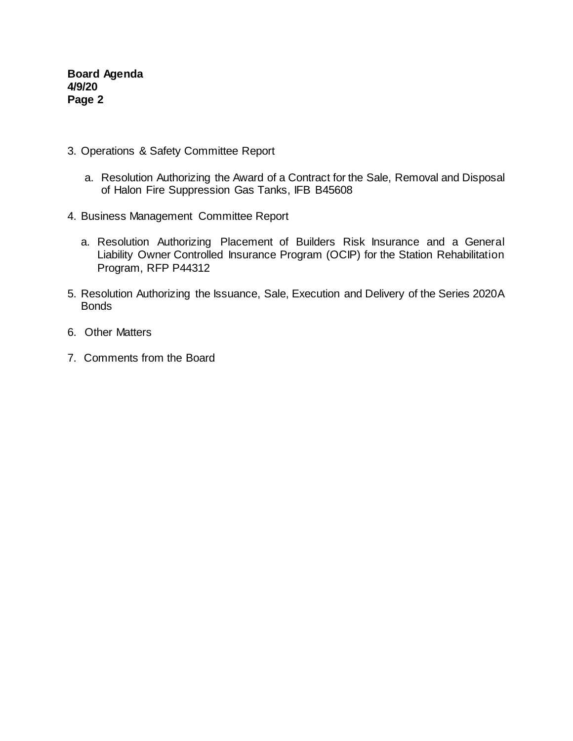3. Operations & Safety Committee Report

    a. Resolution Authorizing the Award of a Contract for the Sale, Removal and Disposal of Halon Fire Suppression Gas Tanks, IFB B45608

4. Business Management Committee Report

    a. Resolution Authorizing Placement of Builders Risk Insurance and a General Liability Owner Controlled Insurance Program (OCIP) for the Station Rehabilitation Program, RFP P44312

5. Resolution Authorizing the Issuance, Sale, Execution and Delivery of the Series 2020A Bonds

6. Other Matters

7. Comments from the Board